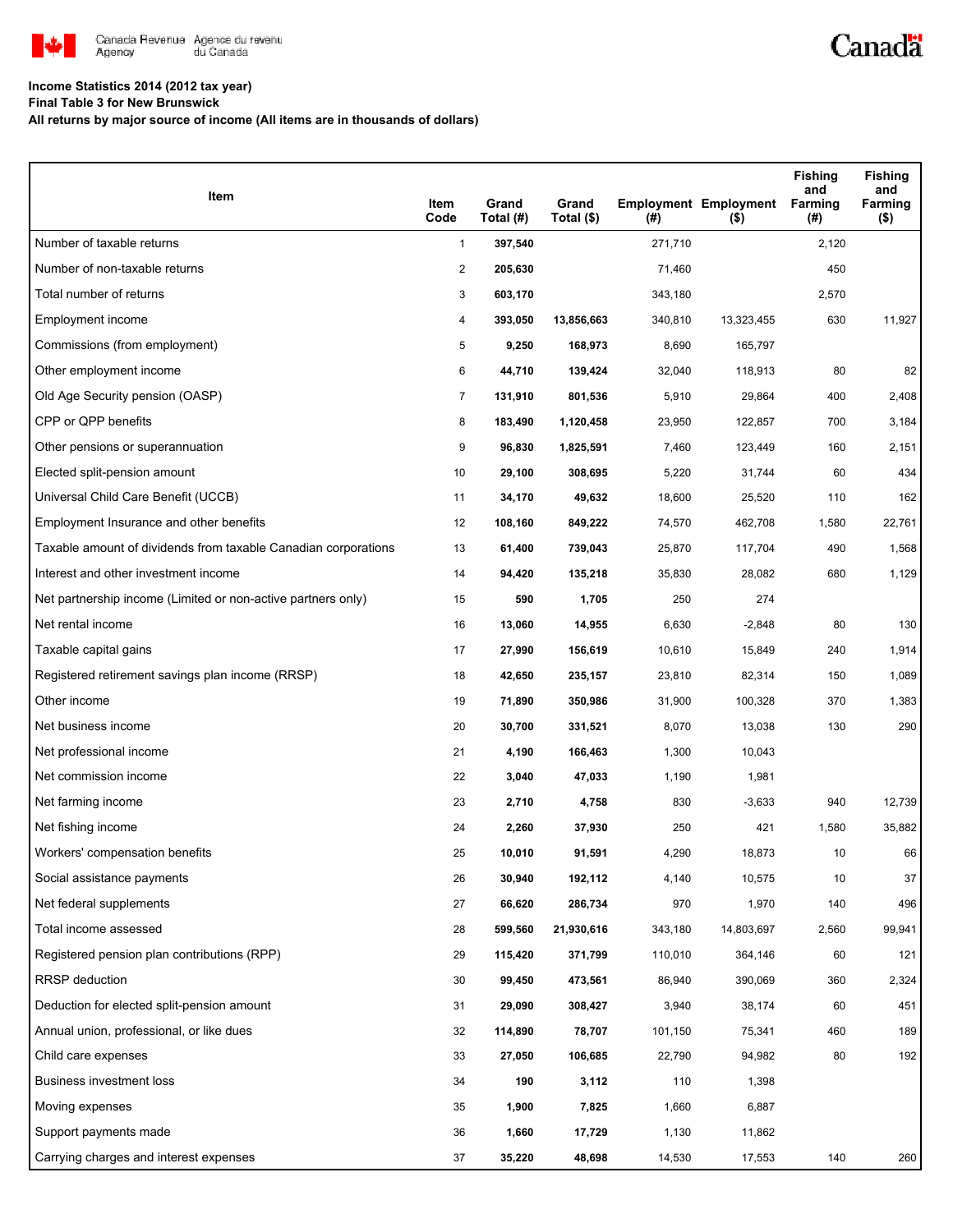Canada Revenue Agency / Agence du revenu du Canada

**Income Statistics 2014 (2012 tax year)**
**Final Table 3 for New Brunswick**
**All returns by major source of income (All items are in thousands of dollars)**

| Item | Item Code | Grand Total (#) | Grand Total ($) | Employment (#) | Employment ($) | Fishing and Farming (#) | Fishing and Farming ($) |
|---|---|---|---|---|---|---|---|
| Number of taxable returns | 1 | **397,540** | | 271,710 | | 2,120 | |
| Number of non-taxable returns | 2 | **205,630** | | 71,460 | | 450 | |
| Total number of returns | 3 | **603,170** | | 343,180 | | 2,570 | |
| Employment income | 4 | **393,050** | **13,856,663** | 340,810 | 13,323,455 | 630 | 11,927 |
| Commissions (from employment) | 5 | **9,250** | **168,973** | 8,690 | 165,797 | | |
| Other employment income | 6 | **44,710** | **139,424** | 32,040 | 118,913 | 80 | 82 |
| Old Age Security pension (OASP) | 7 | **131,910** | **801,536** | 5,910 | 29,864 | 400 | 2,408 |
| CPP or QPP benefits | 8 | **183,490** | **1,120,458** | 23,950 | 122,857 | 700 | 3,184 |
| Other pensions or superannuation | 9 | **96,830** | **1,825,591** | 7,460 | 123,449 | 160 | 2,151 |
| Elected split-pension amount | 10 | **29,100** | **308,695** | 5,220 | 31,744 | 60 | 434 |
| Universal Child Care Benefit (UCCB) | 11 | **34,170** | **49,632** | 18,600 | 25,520 | 110 | 162 |
| Employment Insurance and other benefits | 12 | **108,160** | **849,222** | 74,570 | 462,708 | 1,580 | 22,761 |
| Taxable amount of dividends from taxable Canadian corporations | 13 | **61,400** | **739,043** | 25,870 | 117,704 | 490 | 1,568 |
| Interest and other investment income | 14 | **94,420** | **135,218** | 35,830 | 28,082 | 680 | 1,129 |
| Net partnership income (Limited or non-active partners only) | 15 | **590** | **1,705** | 250 | 274 | | |
| Net rental income | 16 | **13,060** | **14,955** | 6,630 | -2,848 | 80 | 130 |
| Taxable capital gains | 17 | **27,990** | **156,619** | 10,610 | 15,849 | 240 | 1,914 |
| Registered retirement savings plan income (RRSP) | 18 | **42,650** | **235,157** | 23,810 | 82,314 | 150 | 1,089 |
| Other income | 19 | **71,890** | **350,986** | 31,900 | 100,328 | 370 | 1,383 |
| Net business income | 20 | **30,700** | **331,521** | 8,070 | 13,038 | 130 | 290 |
| Net professional income | 21 | **4,190** | **166,463** | 1,300 | 10,043 | | |
| Net commission income | 22 | **3,040** | **47,033** | 1,190 | 1,981 | | |
| Net farming income | 23 | **2,710** | **4,758** | 830 | -3,633 | 940 | 12,739 |
| Net fishing income | 24 | **2,260** | **37,930** | 250 | 421 | 1,580 | 35,882 |
| Workers' compensation benefits | 25 | **10,010** | **91,591** | 4,290 | 18,873 | 10 | 66 |
| Social assistance payments | 26 | **30,940** | **192,112** | 4,140 | 10,575 | 10 | 37 |
| Net federal supplements | 27 | **66,620** | **286,734** | 970 | 1,970 | 140 | 496 |
| Total income assessed | 28 | **599,560** | **21,930,616** | 343,180 | 14,803,697 | 2,560 | 99,941 |
| Registered pension plan contributions (RPP) | 29 | **115,420** | **371,799** | 110,010 | 364,146 | 60 | 121 |
| RRSP deduction | 30 | **99,450** | **473,561** | 86,940 | 390,069 | 360 | 2,324 |
| Deduction for elected split-pension amount | 31 | **29,090** | **308,427** | 3,940 | 38,174 | 60 | 451 |
| Annual union, professional, or like dues | 32 | **114,890** | **78,707** | 101,150 | 75,341 | 460 | 189 |
| Child care expenses | 33 | **27,050** | **106,685** | 22,790 | 94,982 | 80 | 192 |
| Business investment loss | 34 | **190** | **3,112** | 110 | 1,398 | | |
| Moving expenses | 35 | **1,900** | **7,825** | 1,660 | 6,887 | | |
| Support payments made | 36 | **1,660** | **17,729** | 1,130 | 11,862 | | |
| Carrying charges and interest expenses | 37 | **35,220** | **48,698** | 14,530 | 17,553 | 140 | 260 |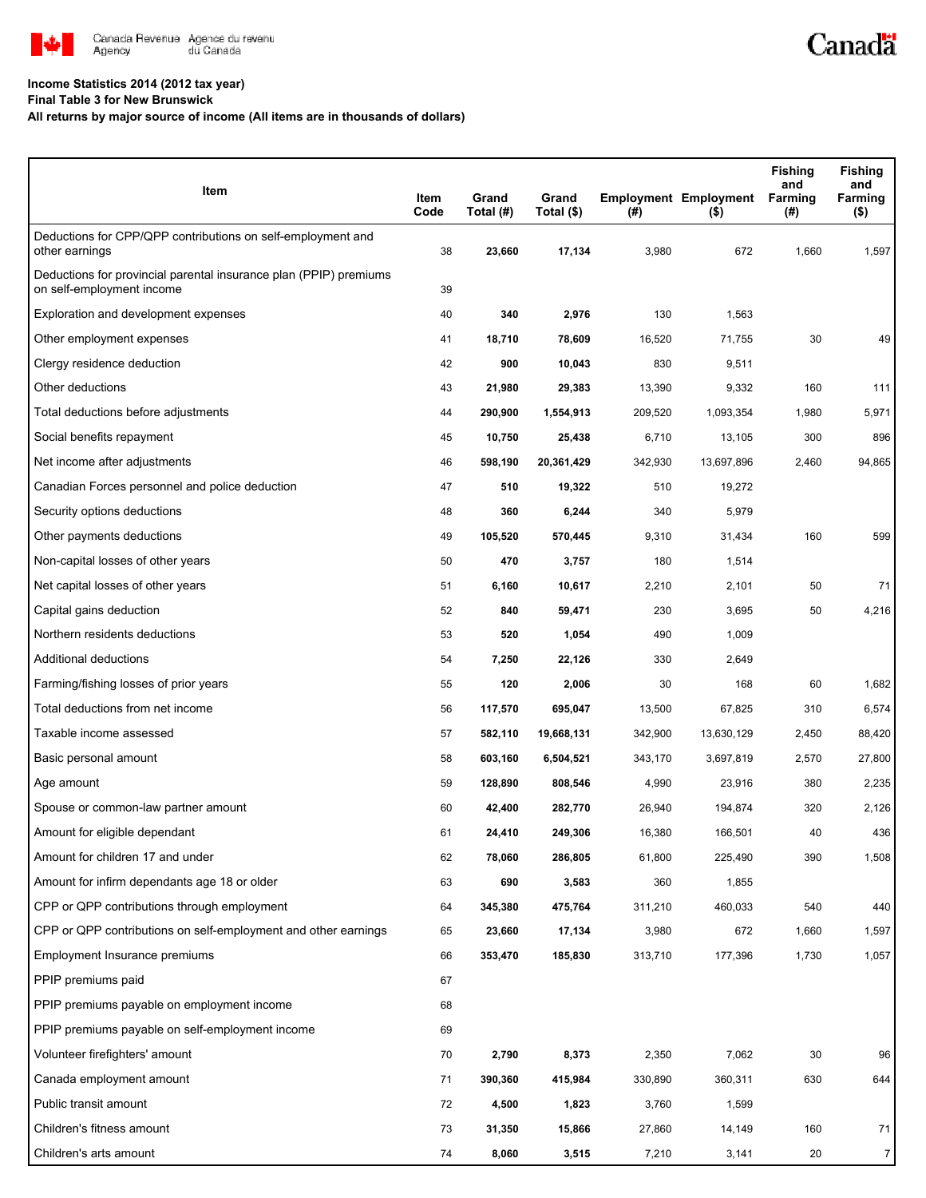**Income Statistics 2014 (2012 tax year)**
**Final Table 3 for New Brunswick**
**All returns by major source of income (All items are in thousands of dollars)**

| Item | Item Code | Grand Total (#) | Grand Total ($) | Employment (#) | Employment ($) | Fishing and Farming (#) | Fishing and Farming ($) |
|---|---|---|---|---|---|---|---|
| Deductions for CPP/QPP contributions on self-employment and other earnings | 38 | **23,660** | **17,134** | 3,980 | 672 | 1,660 | 1,597 |
| Deductions for provincial parental insurance plan (PPIP) premiums on self-employment income | 39 | | | | | | |
| Exploration and development expenses | 40 | **340** | **2,976** | 130 | 1,563 | | |
| Other employment expenses | 41 | **18,710** | **78,609** | 16,520 | 71,755 | 30 | 49 |
| Clergy residence deduction | 42 | **900** | **10,043** | 830 | 9,511 | | |
| Other deductions | 43 | **21,980** | **29,383** | 13,390 | 9,332 | 160 | 111 |
| Total deductions before adjustments | 44 | **290,900** | **1,554,913** | 209,520 | 1,093,354 | 1,980 | 5,971 |
| Social benefits repayment | 45 | **10,750** | **25,438** | 6,710 | 13,105 | 300 | 896 |
| Net income after adjustments | 46 | **598,190** | **20,361,429** | 342,930 | 13,697,896 | 2,460 | 94,865 |
| Canadian Forces personnel and police deduction | 47 | **510** | **19,322** | 510 | 19,272 | | |
| Security options deductions | 48 | **360** | **6,244** | 340 | 5,979 | | |
| Other payments deductions | 49 | **105,520** | **570,445** | 9,310 | 31,434 | 160 | 599 |
| Non-capital losses of other years | 50 | **470** | **3,757** | 180 | 1,514 | | |
| Net capital losses of other years | 51 | **6,160** | **10,617** | 2,210 | 2,101 | 50 | 71 |
| Capital gains deduction | 52 | **840** | **59,471** | 230 | 3,695 | 50 | 4,216 |
| Northern residents deductions | 53 | **520** | **1,054** | 490 | 1,009 | | |
| Additional deductions | 54 | **7,250** | **22,126** | 330 | 2,649 | | |
| Farming/fishing losses of prior years | 55 | **120** | **2,006** | 30 | 168 | 60 | 1,682 |
| Total deductions from net income | 56 | **117,570** | **695,047** | 13,500 | 67,825 | 310 | 6,574 |
| Taxable income assessed | 57 | **582,110** | **19,668,131** | 342,900 | 13,630,129 | 2,450 | 88,420 |
| Basic personal amount | 58 | **603,160** | **6,504,521** | 343,170 | 3,697,819 | 2,570 | 27,800 |
| Age amount | 59 | **128,890** | **808,546** | 4,990 | 23,916 | 380 | 2,235 |
| Spouse or common-law partner amount | 60 | **42,400** | **282,770** | 26,940 | 194,874 | 320 | 2,126 |
| Amount for eligible dependant | 61 | **24,410** | **249,306** | 16,380 | 166,501 | 40 | 436 |
| Amount for children 17 and under | 62 | **78,060** | **286,805** | 61,800 | 225,490 | 390 | 1,508 |
| Amount for infirm dependants age 18 or older | 63 | **690** | **3,583** | 360 | 1,855 | | |
| CPP or QPP contributions through employment | 64 | **345,380** | **475,764** | 311,210 | 460,033 | 540 | 440 |
| CPP or QPP contributions on self-employment and other earnings | 65 | **23,660** | **17,134** | 3,980 | 672 | 1,660 | 1,597 |
| Employment Insurance premiums | 66 | **353,470** | **185,830** | 313,710 | 177,396 | 1,730 | 1,057 |
| PPIP premiums paid | 67 | | | | | | |
| PPIP premiums payable on employment income | 68 | | | | | | |
| PPIP premiums payable on self-employment income | 69 | | | | | | |
| Volunteer firefighters' amount | 70 | **2,790** | **8,373** | 2,350 | 7,062 | 30 | 96 |
| Canada employment amount | 71 | **390,360** | **415,984** | 330,890 | 360,311 | 630 | 644 |
| Public transit amount | 72 | **4,500** | **1,823** | 3,760 | 1,599 | | |
| Children's fitness amount | 73 | **31,350** | **15,866** | 27,860 | 14,149 | 160 | 71 |
| Children's arts amount | 74 | **8,060** | **3,515** | 7,210 | 3,141 | 20 | 7 |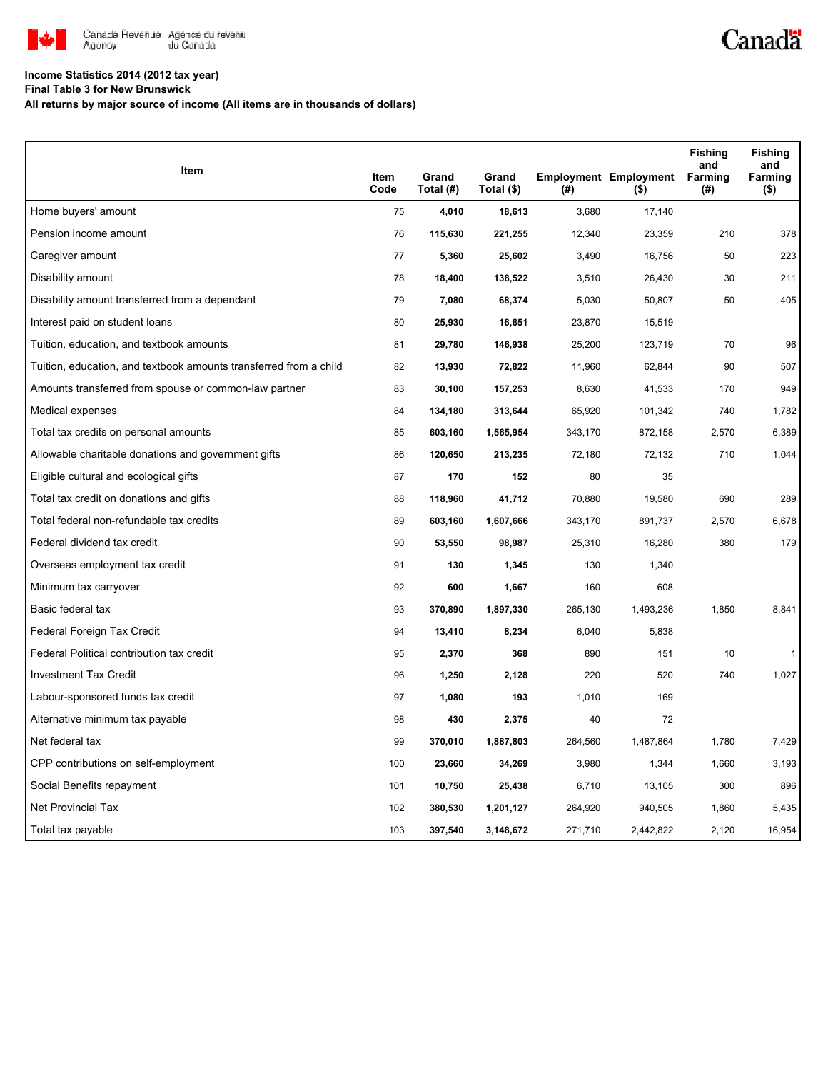**Income Statistics 2014 (2012 tax year)**

**Final Table 3 for New Brunswick**

**All returns by major source of income (All items are in thousands of dollars)**

| Item | Item Code | Grand Total (#) | Grand Total ($) | Employment (#) | Employment ($) | Fishing and Farming (#) | Fishing and Farming ($) |
|---|---|---|---|---|---|---|---|
| Home buyers' amount | 75 | **4,010** | **18,613** | 3,680 | 17,140 | | |
| Pension income amount | 76 | **115,630** | **221,255** | 12,340 | 23,359 | 210 | 378 |
| Caregiver amount | 77 | **5,360** | **25,602** | 3,490 | 16,756 | 50 | 223 |
| Disability amount | 78 | **18,400** | **138,522** | 3,510 | 26,430 | 30 | 211 |
| Disability amount transferred from a dependant | 79 | **7,080** | **68,374** | 5,030 | 50,807 | 50 | 405 |
| Interest paid on student loans | 80 | **25,930** | **16,651** | 23,870 | 15,519 | | |
| Tuition, education, and textbook amounts | 81 | **29,780** | **146,938** | 25,200 | 123,719 | 70 | 96 |
| Tuition, education, and textbook amounts transferred from a child | 82 | **13,930** | **72,822** | 11,960 | 62,844 | 90 | 507 |
| Amounts transferred from spouse or common-law partner | 83 | **30,100** | **157,253** | 8,630 | 41,533 | 170 | 949 |
| Medical expenses | 84 | **134,180** | **313,644** | 65,920 | 101,342 | 740 | 1,782 |
| Total tax credits on personal amounts | 85 | **603,160** | **1,565,954** | 343,170 | 872,158 | 2,570 | 6,389 |
| Allowable charitable donations and government gifts | 86 | **120,650** | **213,235** | 72,180 | 72,132 | 710 | 1,044 |
| Eligible cultural and ecological gifts | 87 | **170** | **152** | 80 | 35 | | |
| Total tax credit on donations and gifts | 88 | **118,960** | **41,712** | 70,880 | 19,580 | 690 | 289 |
| Total federal non-refundable tax credits | 89 | **603,160** | **1,607,666** | 343,170 | 891,737 | 2,570 | 6,678 |
| Federal dividend tax credit | 90 | **53,550** | **98,987** | 25,310 | 16,280 | 380 | 179 |
| Overseas employment tax credit | 91 | **130** | **1,345** | 130 | 1,340 | | |
| Minimum tax carryover | 92 | **600** | **1,667** | 160 | 608 | | |
| Basic federal tax | 93 | **370,890** | **1,897,330** | 265,130 | 1,493,236 | 1,850 | 8,841 |
| Federal Foreign Tax Credit | 94 | **13,410** | **8,234** | 6,040 | 5,838 | | |
| Federal Political contribution tax credit | 95 | **2,370** | **368** | 890 | 151 | 10 | 1 |
| Investment Tax Credit | 96 | **1,250** | **2,128** | 220 | 520 | 740 | 1,027 |
| Labour-sponsored funds tax credit | 97 | **1,080** | **193** | 1,010 | 169 | | |
| Alternative minimum tax payable | 98 | **430** | **2,375** | 40 | 72 | | |
| Net federal tax | 99 | **370,010** | **1,887,803** | 264,560 | 1,487,864 | 1,780 | 7,429 |
| CPP contributions on self-employment | 100 | **23,660** | **34,269** | 3,980 | 1,344 | 1,660 | 3,193 |
| Social Benefits repayment | 101 | **10,750** | **25,438** | 6,710 | 13,105 | 300 | 896 |
| Net Provincial Tax | 102 | **380,530** | **1,201,127** | 264,920 | 940,505 | 1,860 | 5,435 |
| Total tax payable | 103 | **397,540** | **3,148,672** | 271,710 | 2,442,822 | 2,120 | 16,954 |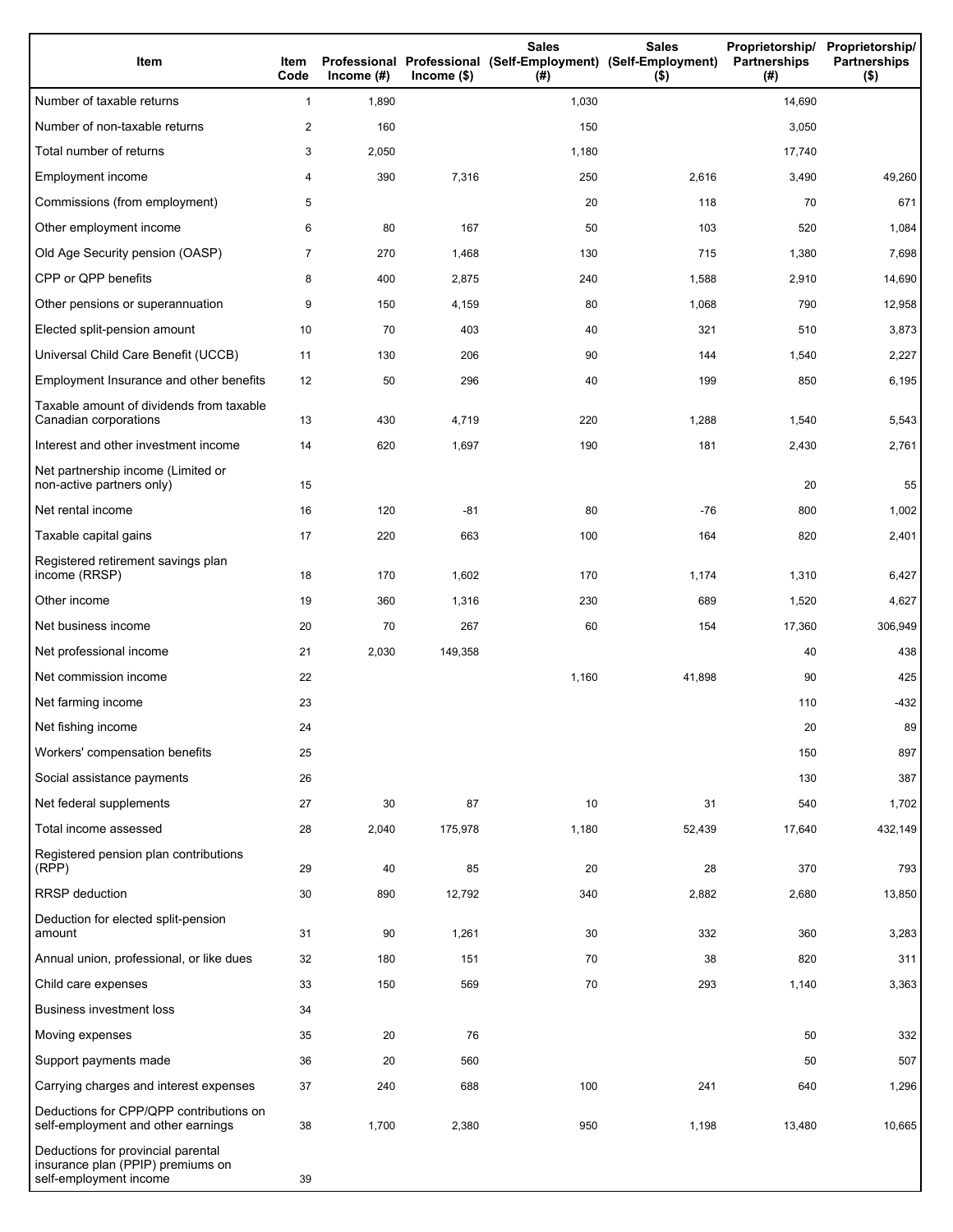| Item | Item Code | Professional Income (#) | Professional Income ($) | Sales (Self-Employment) (#) | Sales (Self-Employment) ($) | Proprietorship/ Partnerships (#) | Proprietorship/ Partnerships ($) |
|---|---|---|---|---|---|---|---|
| Number of taxable returns | 1 | 1,890 | | 1,030 | | 14,690 | |
| Number of non-taxable returns | 2 | 160 | | 150 | | 3,050 | |
| Total number of returns | 3 | 2,050 | | 1,180 | | 17,740 | |
| Employment income | 4 | 390 | 7,316 | 250 | 2,616 | 3,490 | 49,260 |
| Commissions (from employment) | 5 | | | 20 | 118 | 70 | 671 |
| Other employment income | 6 | 80 | 167 | 50 | 103 | 520 | 1,084 |
| Old Age Security pension (OASP) | 7 | 270 | 1,468 | 130 | 715 | 1,380 | 7,698 |
| CPP or QPP benefits | 8 | 400 | 2,875 | 240 | 1,588 | 2,910 | 14,690 |
| Other pensions or superannuation | 9 | 150 | 4,159 | 80 | 1,068 | 790 | 12,958 |
| Elected split-pension amount | 10 | 70 | 403 | 40 | 321 | 510 | 3,873 |
| Universal Child Care Benefit (UCCB) | 11 | 130 | 206 | 90 | 144 | 1,540 | 2,227 |
| Employment Insurance and other benefits | 12 | 50 | 296 | 40 | 199 | 850 | 6,195 |
| Taxable amount of dividends from taxable Canadian corporations | 13 | 430 | 4,719 | 220 | 1,288 | 1,540 | 5,543 |
| Interest and other investment income | 14 | 620 | 1,697 | 190 | 181 | 2,430 | 2,761 |
| Net partnership income (Limited or non-active partners only) | 15 | | | | | 20 | 55 |
| Net rental income | 16 | 120 | -81 | 80 | -76 | 800 | 1,002 |
| Taxable capital gains | 17 | 220 | 663 | 100 | 164 | 820 | 2,401 |
| Registered retirement savings plan income (RRSP) | 18 | 170 | 1,602 | 170 | 1,174 | 1,310 | 6,427 |
| Other income | 19 | 360 | 1,316 | 230 | 689 | 1,520 | 4,627 |
| Net business income | 20 | 70 | 267 | 60 | 154 | 17,360 | 306,949 |
| Net professional income | 21 | 2,030 | 149,358 | | | 40 | 438 |
| Net commission income | 22 | | | 1,160 | 41,898 | 90 | 425 |
| Net farming income | 23 | | | | | 110 | -432 |
| Net fishing income | 24 | | | | | 20 | 89 |
| Workers' compensation benefits | 25 | | | | | 150 | 897 |
| Social assistance payments | 26 | | | | | 130 | 387 |
| Net federal supplements | 27 | 30 | 87 | 10 | 31 | 540 | 1,702 |
| Total income assessed | 28 | 2,040 | 175,978 | 1,180 | 52,439 | 17,640 | 432,149 |
| Registered pension plan contributions (RPP) | 29 | 40 | 85 | 20 | 28 | 370 | 793 |
| RRSP deduction | 30 | 890 | 12,792 | 340 | 2,882 | 2,680 | 13,850 |
| Deduction for elected split-pension amount | 31 | 90 | 1,261 | 30 | 332 | 360 | 3,283 |
| Annual union, professional, or like dues | 32 | 180 | 151 | 70 | 38 | 820 | 311 |
| Child care expenses | 33 | 150 | 569 | 70 | 293 | 1,140 | 3,363 |
| Business investment loss | 34 | | | | | | |
| Moving expenses | 35 | 20 | 76 | | | 50 | 332 |
| Support payments made | 36 | 20 | 560 | | | 50 | 507 |
| Carrying charges and interest expenses | 37 | 240 | 688 | 100 | 241 | 640 | 1,296 |
| Deductions for CPP/QPP contributions on self-employment and other earnings | 38 | 1,700 | 2,380 | 950 | 1,198 | 13,480 | 10,665 |
| Deductions for provincial parental insurance plan (PPIP) premiums on self-employment income | 39 | | | | | | |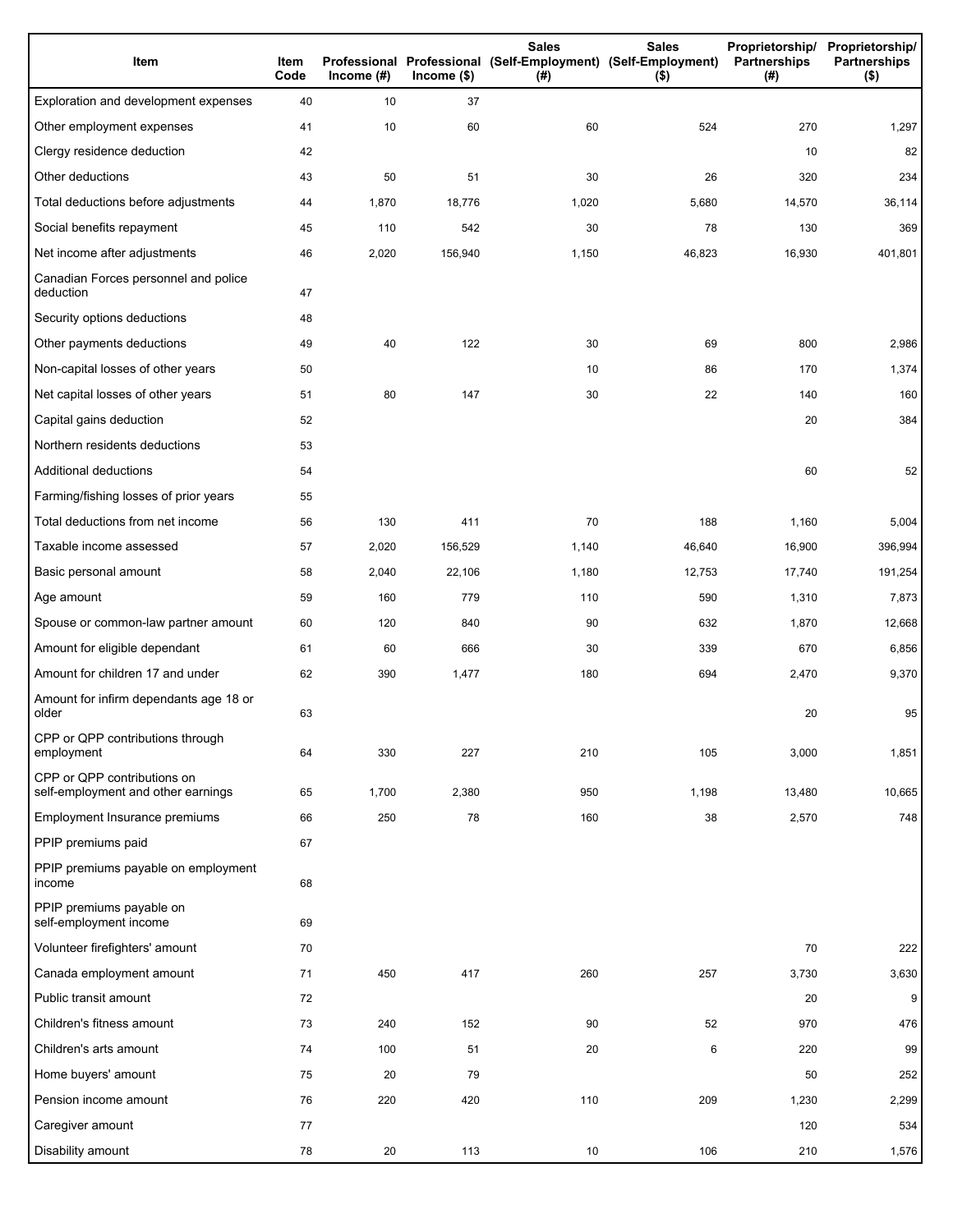| Item | Item Code | Professional Income (#) | Professional Income ($) | Sales (Self-Employment) (#) | Sales (Self-Employment) ($) | Proprietorship/ Partnerships (#) | Proprietorship/ Partnerships ($) |
|---|---|---|---|---|---|---|---|
| Exploration and development expenses | 40 | 10 | 37 | | | | |
| Other employment expenses | 41 | 10 | 60 | 60 | 524 | 270 | 1,297 |
| Clergy residence deduction | 42 | | | | | 10 | 82 |
| Other deductions | 43 | 50 | 51 | 30 | 26 | 320 | 234 |
| Total deductions before adjustments | 44 | 1,870 | 18,776 | 1,020 | 5,680 | 14,570 | 36,114 |
| Social benefits repayment | 45 | 110 | 542 | 30 | 78 | 130 | 369 |
| Net income after adjustments | 46 | 2,020 | 156,940 | 1,150 | 46,823 | 16,930 | 401,801 |
| Canadian Forces personnel and police deduction | 47 | | | | | | |
| Security options deductions | 48 | | | | | | |
| Other payments deductions | 49 | 40 | 122 | 30 | 69 | 800 | 2,986 |
| Non-capital losses of other years | 50 | | | 10 | 86 | 170 | 1,374 |
| Net capital losses of other years | 51 | 80 | 147 | 30 | 22 | 140 | 160 |
| Capital gains deduction | 52 | | | | | 20 | 384 |
| Northern residents deductions | 53 | | | | | | |
| Additional deductions | 54 | | | | | 60 | 52 |
| Farming/fishing losses of prior years | 55 | | | | | | |
| Total deductions from net income | 56 | 130 | 411 | 70 | 188 | 1,160 | 5,004 |
| Taxable income assessed | 57 | 2,020 | 156,529 | 1,140 | 46,640 | 16,900 | 396,994 |
| Basic personal amount | 58 | 2,040 | 22,106 | 1,180 | 12,753 | 17,740 | 191,254 |
| Age amount | 59 | 160 | 779 | 110 | 590 | 1,310 | 7,873 |
| Spouse or common-law partner amount | 60 | 120 | 840 | 90 | 632 | 1,870 | 12,668 |
| Amount for eligible dependant | 61 | 60 | 666 | 30 | 339 | 670 | 6,856 |
| Amount for children 17 and under | 62 | 390 | 1,477 | 180 | 694 | 2,470 | 9,370 |
| Amount for infirm dependants age 18 or older | 63 | | | | | 20 | 95 |
| CPP or QPP contributions through employment | 64 | 330 | 227 | 210 | 105 | 3,000 | 1,851 |
| CPP or QPP contributions on self-employment and other earnings | 65 | 1,700 | 2,380 | 950 | 1,198 | 13,480 | 10,665 |
| Employment Insurance premiums | 66 | 250 | 78 | 160 | 38 | 2,570 | 748 |
| PPIP premiums paid | 67 | | | | | | |
| PPIP premiums payable on employment income | 68 | | | | | | |
| PPIP premiums payable on self-employment income | 69 | | | | | | |
| Volunteer firefighters' amount | 70 | | | | | 70 | 222 |
| Canada employment amount | 71 | 450 | 417 | 260 | 257 | 3,730 | 3,630 |
| Public transit amount | 72 | | | | | 20 | 9 |
| Children's fitness amount | 73 | 240 | 152 | 90 | 52 | 970 | 476 |
| Children's arts amount | 74 | 100 | 51 | 20 | 6 | 220 | 99 |
| Home buyers' amount | 75 | 20 | 79 | | | 50 | 252 |
| Pension income amount | 76 | 220 | 420 | 110 | 209 | 1,230 | 2,299 |
| Caregiver amount | 77 | | | | | 120 | 534 |
| Disability amount | 78 | 20 | 113 | 10 | 106 | 210 | 1,576 |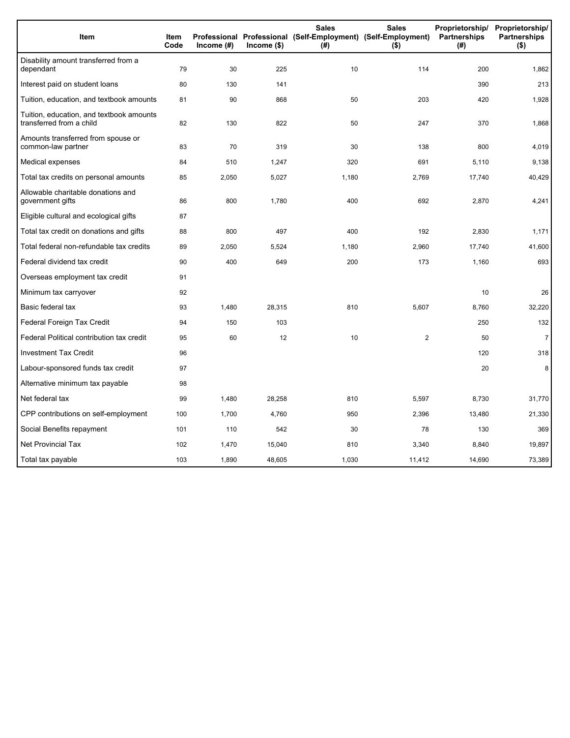| Item | Item Code | Professional Income (#) | Professional Income ($) | Sales (Self-Employment) (#) | Sales (Self-Employment) ($) | Proprietorship/ Partnerships (#) | Proprietorship/ Partnerships ($) |
|---|---|---|---|---|---|---|---|
| Disability amount transferred from a dependant | 79 | 30 | 225 | 10 | 114 | 200 | 1,862 |
| Interest paid on student loans | 80 | 130 | 141 | | | 390 | 213 |
| Tuition, education, and textbook amounts | 81 | 90 | 868 | 50 | 203 | 420 | 1,928 |
| Tuition, education, and textbook amounts transferred from a child | 82 | 130 | 822 | 50 | 247 | 370 | 1,868 |
| Amounts transferred from spouse or common-law partner | 83 | 70 | 319 | 30 | 138 | 800 | 4,019 |
| Medical expenses | 84 | 510 | 1,247 | 320 | 691 | 5,110 | 9,138 |
| Total tax credits on personal amounts | 85 | 2,050 | 5,027 | 1,180 | 2,769 | 17,740 | 40,429 |
| Allowable charitable donations and government gifts | 86 | 800 | 1,780 | 400 | 692 | 2,870 | 4,241 |
| Eligible cultural and ecological gifts | 87 | | | | | | |
| Total tax credit on donations and gifts | 88 | 800 | 497 | 400 | 192 | 2,830 | 1,171 |
| Total federal non-refundable tax credits | 89 | 2,050 | 5,524 | 1,180 | 2,960 | 17,740 | 41,600 |
| Federal dividend tax credit | 90 | 400 | 649 | 200 | 173 | 1,160 | 693 |
| Overseas employment tax credit | 91 | | | | | | |
| Minimum tax carryover | 92 | | | | | 10 | 26 |
| Basic federal tax | 93 | 1,480 | 28,315 | 810 | 5,607 | 8,760 | 32,220 |
| Federal Foreign Tax Credit | 94 | 150 | 103 | | | 250 | 132 |
| Federal Political contribution tax credit | 95 | 60 | 12 | 10 | 2 | 50 | 7 |
| Investment Tax Credit | 96 | | | | | 120 | 318 |
| Labour-sponsored funds tax credit | 97 | | | | | 20 | 8 |
| Alternative minimum tax payable | 98 | | | | | | |
| Net federal tax | 99 | 1,480 | 28,258 | 810 | 5,597 | 8,730 | 31,770 |
| CPP contributions on self-employment | 100 | 1,700 | 4,760 | 950 | 2,396 | 13,480 | 21,330 |
| Social Benefits repayment | 101 | 110 | 542 | 30 | 78 | 130 | 369 |
| Net Provincial Tax | 102 | 1,470 | 15,040 | 810 | 3,340 | 8,840 | 19,897 |
| Total tax payable | 103 | 1,890 | 48,605 | 1,030 | 11,412 | 14,690 | 73,389 |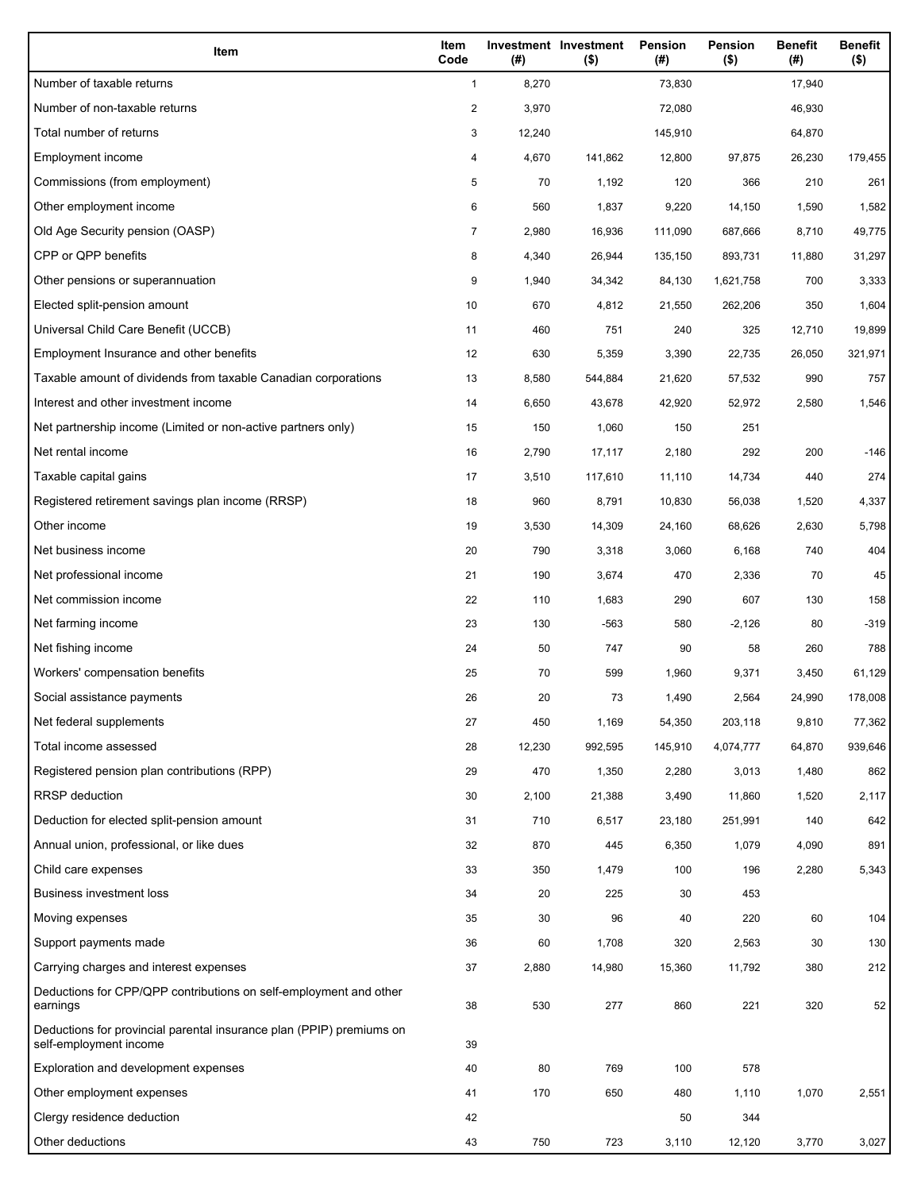| Item | Item Code | Investment (#) | Investment ($) | Pension (#) | Pension ($) | Benefit (#) | Benefit ($) |
|---|---|---|---|---|---|---|---|
| Number of taxable returns | 1 | 8,270 | | 73,830 | | 17,940 | |
| Number of non-taxable returns | 2 | 3,970 | | 72,080 | | 46,930 | |
| Total number of returns | 3 | 12,240 | | 145,910 | | 64,870 | |
| Employment income | 4 | 4,670 | 141,862 | 12,800 | 97,875 | 26,230 | 179,455 |
| Commissions (from employment) | 5 | 70 | 1,192 | 120 | 366 | 210 | 261 |
| Other employment income | 6 | 560 | 1,837 | 9,220 | 14,150 | 1,590 | 1,582 |
| Old Age Security pension (OASP) | 7 | 2,980 | 16,936 | 111,090 | 687,666 | 8,710 | 49,775 |
| CPP or QPP benefits | 8 | 4,340 | 26,944 | 135,150 | 893,731 | 11,880 | 31,297 |
| Other pensions or superannuation | 9 | 1,940 | 34,342 | 84,130 | 1,621,758 | 700 | 3,333 |
| Elected split-pension amount | 10 | 670 | 4,812 | 21,550 | 262,206 | 350 | 1,604 |
| Universal Child Care Benefit (UCCB) | 11 | 460 | 751 | 240 | 325 | 12,710 | 19,899 |
| Employment Insurance and other benefits | 12 | 630 | 5,359 | 3,390 | 22,735 | 26,050 | 321,971 |
| Taxable amount of dividends from taxable Canadian corporations | 13 | 8,580 | 544,884 | 21,620 | 57,532 | 990 | 757 |
| Interest and other investment income | 14 | 6,650 | 43,678 | 42,920 | 52,972 | 2,580 | 1,546 |
| Net partnership income (Limited or non-active partners only) | 15 | 150 | 1,060 | 150 | 251 | | |
| Net rental income | 16 | 2,790 | 17,117 | 2,180 | 292 | 200 | -146 |
| Taxable capital gains | 17 | 3,510 | 117,610 | 11,110 | 14,734 | 440 | 274 |
| Registered retirement savings plan income (RRSP) | 18 | 960 | 8,791 | 10,830 | 56,038 | 1,520 | 4,337 |
| Other income | 19 | 3,530 | 14,309 | 24,160 | 68,626 | 2,630 | 5,798 |
| Net business income | 20 | 790 | 3,318 | 3,060 | 6,168 | 740 | 404 |
| Net professional income | 21 | 190 | 3,674 | 470 | 2,336 | 70 | 45 |
| Net commission income | 22 | 110 | 1,683 | 290 | 607 | 130 | 158 |
| Net farming income | 23 | 130 | -563 | 580 | -2,126 | 80 | -319 |
| Net fishing income | 24 | 50 | 747 | 90 | 58 | 260 | 788 |
| Workers' compensation benefits | 25 | 70 | 599 | 1,960 | 9,371 | 3,450 | 61,129 |
| Social assistance payments | 26 | 20 | 73 | 1,490 | 2,564 | 24,990 | 178,008 |
| Net federal supplements | 27 | 450 | 1,169 | 54,350 | 203,118 | 9,810 | 77,362 |
| Total income assessed | 28 | 12,230 | 992,595 | 145,910 | 4,074,777 | 64,870 | 939,646 |
| Registered pension plan contributions (RPP) | 29 | 470 | 1,350 | 2,280 | 3,013 | 1,480 | 862 |
| RRSP deduction | 30 | 2,100 | 21,388 | 3,490 | 11,860 | 1,520 | 2,117 |
| Deduction for elected split-pension amount | 31 | 710 | 6,517 | 23,180 | 251,991 | 140 | 642 |
| Annual union, professional, or like dues | 32 | 870 | 445 | 6,350 | 1,079 | 4,090 | 891 |
| Child care expenses | 33 | 350 | 1,479 | 100 | 196 | 2,280 | 5,343 |
| Business investment loss | 34 | 20 | 225 | 30 | 453 | | |
| Moving expenses | 35 | 30 | 96 | 40 | 220 | 60 | 104 |
| Support payments made | 36 | 60 | 1,708 | 320 | 2,563 | 30 | 130 |
| Carrying charges and interest expenses | 37 | 2,880 | 14,980 | 15,360 | 11,792 | 380 | 212 |
| Deductions for CPP/QPP contributions on self-employment and other earnings | 38 | 530 | 277 | 860 | 221 | 320 | 52 |
| Deductions for provincial parental insurance plan (PPIP) premiums on self-employment income | 39 | | | | | | |
| Exploration and development expenses | 40 | 80 | 769 | 100 | 578 | | |
| Other employment expenses | 41 | 170 | 650 | 480 | 1,110 | 1,070 | 2,551 |
| Clergy residence deduction | 42 | | | 50 | 344 | | |
| Other deductions | 43 | 750 | 723 | 3,110 | 12,120 | 3,770 | 3,027 |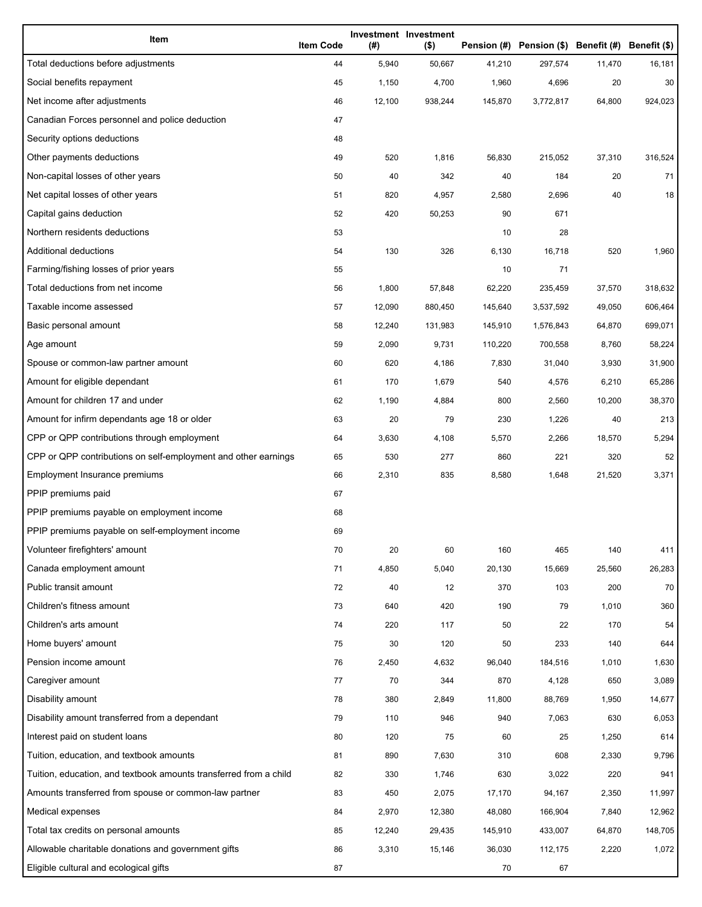| Item | Item Code | Investment (#) | Investment ($) | Pension (#) | Pension ($) | Benefit (#) | Benefit ($) |
|---|---|---|---|---|---|---|---|
| Total deductions before adjustments | 44 | 5,940 | 50,667 | 41,210 | 297,574 | 11,470 | 16,181 |
| Social benefits repayment | 45 | 1,150 | 4,700 | 1,960 | 4,696 | 20 | 30 |
| Net income after adjustments | 46 | 12,100 | 938,244 | 145,870 | 3,772,817 | 64,800 | 924,023 |
| Canadian Forces personnel and police deduction | 47 | | | | | | |
| Security options deductions | 48 | | | | | | |
| Other payments deductions | 49 | 520 | 1,816 | 56,830 | 215,052 | 37,310 | 316,524 |
| Non-capital losses of other years | 50 | 40 | 342 | 40 | 184 | 20 | 71 |
| Net capital losses of other years | 51 | 820 | 4,957 | 2,580 | 2,696 | 40 | 18 |
| Capital gains deduction | 52 | 420 | 50,253 | 90 | 671 | | |
| Northern residents deductions | 53 | | | 10 | 28 | | |
| Additional deductions | 54 | 130 | 326 | 6,130 | 16,718 | 520 | 1,960 |
| Farming/fishing losses of prior years | 55 | | | 10 | 71 | | |
| Total deductions from net income | 56 | 1,800 | 57,848 | 62,220 | 235,459 | 37,570 | 318,632 |
| Taxable income assessed | 57 | 12,090 | 880,450 | 145,640 | 3,537,592 | 49,050 | 606,464 |
| Basic personal amount | 58 | 12,240 | 131,983 | 145,910 | 1,576,843 | 64,870 | 699,071 |
| Age amount | 59 | 2,090 | 9,731 | 110,220 | 700,558 | 8,760 | 58,224 |
| Spouse or common-law partner amount | 60 | 620 | 4,186 | 7,830 | 31,040 | 3,930 | 31,900 |
| Amount for eligible dependant | 61 | 170 | 1,679 | 540 | 4,576 | 6,210 | 65,286 |
| Amount for children 17 and under | 62 | 1,190 | 4,884 | 800 | 2,560 | 10,200 | 38,370 |
| Amount for infirm dependants age 18 or older | 63 | 20 | 79 | 230 | 1,226 | 40 | 213 |
| CPP or QPP contributions through employment | 64 | 3,630 | 4,108 | 5,570 | 2,266 | 18,570 | 5,294 |
| CPP or QPP contributions on self-employment and other earnings | 65 | 530 | 277 | 860 | 221 | 320 | 52 |
| Employment Insurance premiums | 66 | 2,310 | 835 | 8,580 | 1,648 | 21,520 | 3,371 |
| PPIP premiums paid | 67 | | | | | | |
| PPIP premiums payable on employment income | 68 | | | | | | |
| PPIP premiums payable on self-employment income | 69 | | | | | | |
| Volunteer firefighters' amount | 70 | 20 | 60 | 160 | 465 | 140 | 411 |
| Canada employment amount | 71 | 4,850 | 5,040 | 20,130 | 15,669 | 25,560 | 26,283 |
| Public transit amount | 72 | 40 | 12 | 370 | 103 | 200 | 70 |
| Children's fitness amount | 73 | 640 | 420 | 190 | 79 | 1,010 | 360 |
| Children's arts amount | 74 | 220 | 117 | 50 | 22 | 170 | 54 |
| Home buyers' amount | 75 | 30 | 120 | 50 | 233 | 140 | 644 |
| Pension income amount | 76 | 2,450 | 4,632 | 96,040 | 184,516 | 1,010 | 1,630 |
| Caregiver amount | 77 | 70 | 344 | 870 | 4,128 | 650 | 3,089 |
| Disability amount | 78 | 380 | 2,849 | 11,800 | 88,769 | 1,950 | 14,677 |
| Disability amount transferred from a dependant | 79 | 110 | 946 | 940 | 7,063 | 630 | 6,053 |
| Interest paid on student loans | 80 | 120 | 75 | 60 | 25 | 1,250 | 614 |
| Tuition, education, and textbook amounts | 81 | 890 | 7,630 | 310 | 608 | 2,330 | 9,796 |
| Tuition, education, and textbook amounts transferred from a child | 82 | 330 | 1,746 | 630 | 3,022 | 220 | 941 |
| Amounts transferred from spouse or common-law partner | 83 | 450 | 2,075 | 17,170 | 94,167 | 2,350 | 11,997 |
| Medical expenses | 84 | 2,970 | 12,380 | 48,080 | 166,904 | 7,840 | 12,962 |
| Total tax credits on personal amounts | 85 | 12,240 | 29,435 | 145,910 | 433,007 | 64,870 | 148,705 |
| Allowable charitable donations and government gifts | 86 | 3,310 | 15,146 | 36,030 | 112,175 | 2,220 | 1,072 |
| Eligible cultural and ecological gifts | 87 | | | 70 | 67 | | |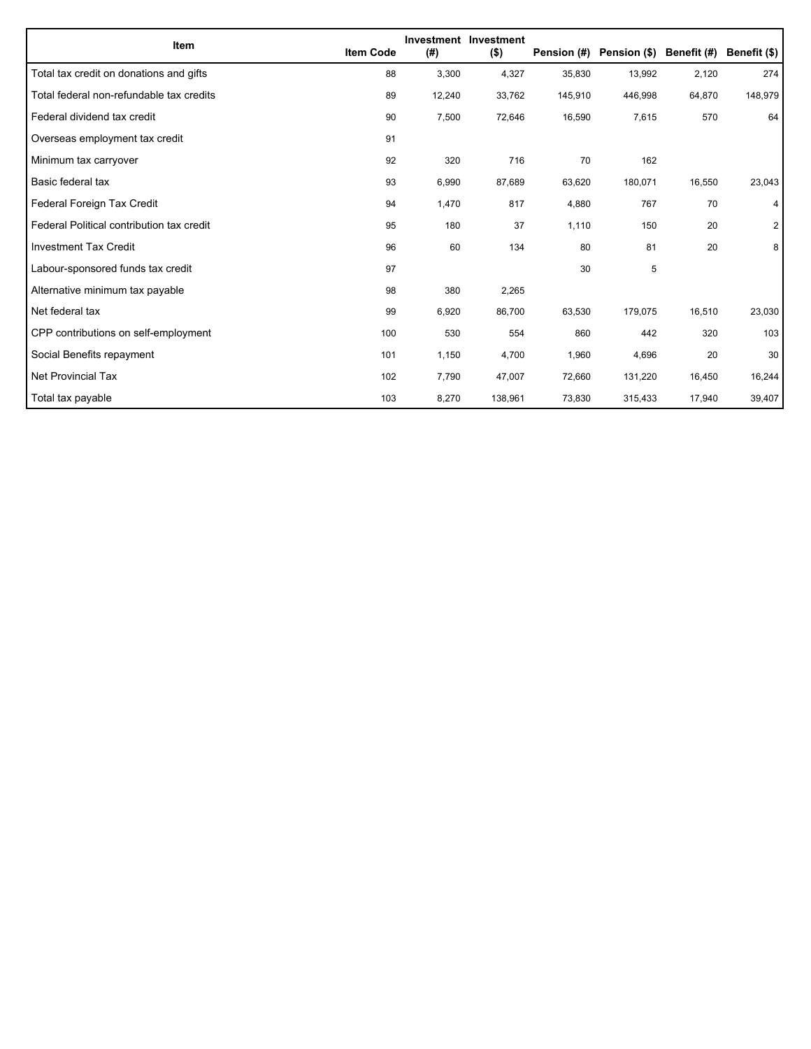| Item | Item Code | Investment (#) | Investment ($) | Pension (#) | Pension ($) | Benefit (#) | Benefit ($) |
|---|---|---|---|---|---|---|---|
| Total tax credit on donations and gifts | 88 | 3,300 | 4,327 | 35,830 | 13,992 | 2,120 | 274 |
| Total federal non-refundable tax credits | 89 | 12,240 | 33,762 | 145,910 | 446,998 | 64,870 | 148,979 |
| Federal dividend tax credit | 90 | 7,500 | 72,646 | 16,590 | 7,615 | 570 | 64 |
| Overseas employment tax credit | 91 | | | | | | |
| Minimum tax carryover | 92 | 320 | 716 | 70 | 162 | | |
| Basic federal tax | 93 | 6,990 | 87,689 | 63,620 | 180,071 | 16,550 | 23,043 |
| Federal Foreign Tax Credit | 94 | 1,470 | 817 | 4,880 | 767 | 70 | 4 |
| Federal Political contribution tax credit | 95 | 180 | 37 | 1,110 | 150 | 20 | 2 |
| Investment Tax Credit | 96 | 60 | 134 | 80 | 81 | 20 | 8 |
| Labour-sponsored funds tax credit | 97 | | | 30 | 5 | | |
| Alternative minimum tax payable | 98 | 380 | 2,265 | | | | |
| Net federal tax | 99 | 6,920 | 86,700 | 63,530 | 179,075 | 16,510 | 23,030 |
| CPP contributions on self-employment | 100 | 530 | 554 | 860 | 442 | 320 | 103 |
| Social Benefits repayment | 101 | 1,150 | 4,700 | 1,960 | 4,696 | 20 | 30 |
| Net Provincial Tax | 102 | 7,790 | 47,007 | 72,660 | 131,220 | 16,450 | 16,244 |
| Total tax payable | 103 | 8,270 | 138,961 | 73,830 | 315,433 | 17,940 | 39,407 |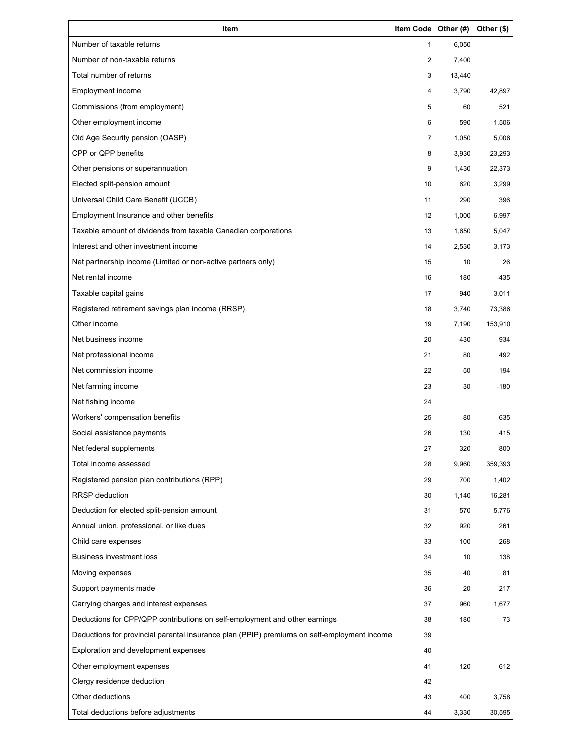| Item | Item Code | Other (#) | Other ($) |
|---|---|---|---|
| Number of taxable returns | 1 | 6,050 | |
| Number of non-taxable returns | 2 | 7,400 | |
| Total number of returns | 3 | 13,440 | |
| Employment income | 4 | 3,790 | 42,897 |
| Commissions (from employment) | 5 | 60 | 521 |
| Other employment income | 6 | 590 | 1,506 |
| Old Age Security pension (OASP) | 7 | 1,050 | 5,006 |
| CPP or QPP benefits | 8 | 3,930 | 23,293 |
| Other pensions or superannuation | 9 | 1,430 | 22,373 |
| Elected split-pension amount | 10 | 620 | 3,299 |
| Universal Child Care Benefit (UCCB) | 11 | 290 | 396 |
| Employment Insurance and other benefits | 12 | 1,000 | 6,997 |
| Taxable amount of dividends from taxable Canadian corporations | 13 | 1,650 | 5,047 |
| Interest and other investment income | 14 | 2,530 | 3,173 |
| Net partnership income (Limited or non-active partners only) | 15 | 10 | 26 |
| Net rental income | 16 | 180 | -435 |
| Taxable capital gains | 17 | 940 | 3,011 |
| Registered retirement savings plan income (RRSP) | 18 | 3,740 | 73,386 |
| Other income | 19 | 7,190 | 153,910 |
| Net business income | 20 | 430 | 934 |
| Net professional income | 21 | 80 | 492 |
| Net commission income | 22 | 50 | 194 |
| Net farming income | 23 | 30 | -180 |
| Net fishing income | 24 | | |
| Workers' compensation benefits | 25 | 80 | 635 |
| Social assistance payments | 26 | 130 | 415 |
| Net federal supplements | 27 | 320 | 800 |
| Total income assessed | 28 | 9,960 | 359,393 |
| Registered pension plan contributions (RPP) | 29 | 700 | 1,402 |
| RRSP deduction | 30 | 1,140 | 16,281 |
| Deduction for elected split-pension amount | 31 | 570 | 5,776 |
| Annual union, professional, or like dues | 32 | 920 | 261 |
| Child care expenses | 33 | 100 | 268 |
| Business investment loss | 34 | 10 | 138 |
| Moving expenses | 35 | 40 | 81 |
| Support payments made | 36 | 20 | 217 |
| Carrying charges and interest expenses | 37 | 960 | 1,677 |
| Deductions for CPP/QPP contributions on self-employment and other earnings | 38 | 180 | 73 |
| Deductions for provincial parental insurance plan (PPIP) premiums on self-employment income | 39 | | |
| Exploration and development expenses | 40 | | |
| Other employment expenses | 41 | 120 | 612 |
| Clergy residence deduction | 42 | | |
| Other deductions | 43 | 400 | 3,758 |
| Total deductions before adjustments | 44 | 3,330 | 30,595 |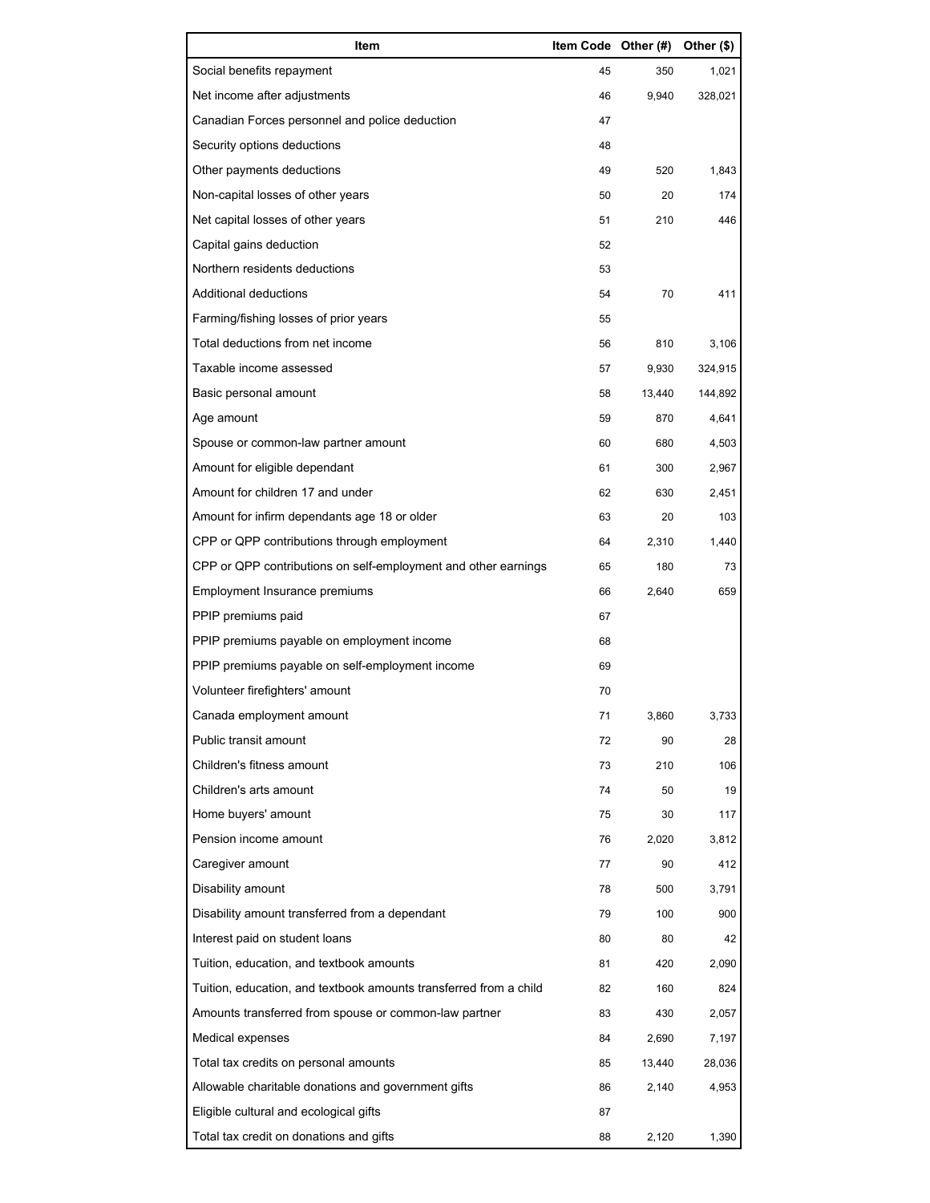| Item | Item Code | Other (#) | Other ($) |
|---|---|---|---|
| Social benefits repayment | 45 | 350 | 1,021 |
| Net income after adjustments | 46 | 9,940 | 328,021 |
| Canadian Forces personnel and police deduction | 47 | | |
| Security options deductions | 48 | | |
| Other payments deductions | 49 | 520 | 1,843 |
| Non-capital losses of other years | 50 | 20 | 174 |
| Net capital losses of other years | 51 | 210 | 446 |
| Capital gains deduction | 52 | | |
| Northern residents deductions | 53 | | |
| Additional deductions | 54 | 70 | 411 |
| Farming/fishing losses of prior years | 55 | | |
| Total deductions from net income | 56 | 810 | 3,106 |
| Taxable income assessed | 57 | 9,930 | 324,915 |
| Basic personal amount | 58 | 13,440 | 144,892 |
| Age amount | 59 | 870 | 4,641 |
| Spouse or common-law partner amount | 60 | 680 | 4,503 |
| Amount for eligible dependant | 61 | 300 | 2,967 |
| Amount for children 17 and under | 62 | 630 | 2,451 |
| Amount for infirm dependants age 18 or older | 63 | 20 | 103 |
| CPP or QPP contributions through employment | 64 | 2,310 | 1,440 |
| CPP or QPP contributions on self-employment and other earnings | 65 | 180 | 73 |
| Employment Insurance premiums | 66 | 2,640 | 659 |
| PPIP premiums paid | 67 | | |
| PPIP premiums payable on employment income | 68 | | |
| PPIP premiums payable on self-employment income | 69 | | |
| Volunteer firefighters' amount | 70 | | |
| Canada employment amount | 71 | 3,860 | 3,733 |
| Public transit amount | 72 | 90 | 28 |
| Children's fitness amount | 73 | 210 | 106 |
| Children's arts amount | 74 | 50 | 19 |
| Home buyers' amount | 75 | 30 | 117 |
| Pension income amount | 76 | 2,020 | 3,812 |
| Caregiver amount | 77 | 90 | 412 |
| Disability amount | 78 | 500 | 3,791 |
| Disability amount transferred from a dependant | 79 | 100 | 900 |
| Interest paid on student loans | 80 | 80 | 42 |
| Tuition, education, and textbook amounts | 81 | 420 | 2,090 |
| Tuition, education, and textbook amounts transferred from a child | 82 | 160 | 824 |
| Amounts transferred from spouse or common-law partner | 83 | 430 | 2,057 |
| Medical expenses | 84 | 2,690 | 7,197 |
| Total tax credits on personal amounts | 85 | 13,440 | 28,036 |
| Allowable charitable donations and government gifts | 86 | 2,140 | 4,953 |
| Eligible cultural and ecological gifts | 87 | | |
| Total tax credit on donations and gifts | 88 | 2,120 | 1,390 |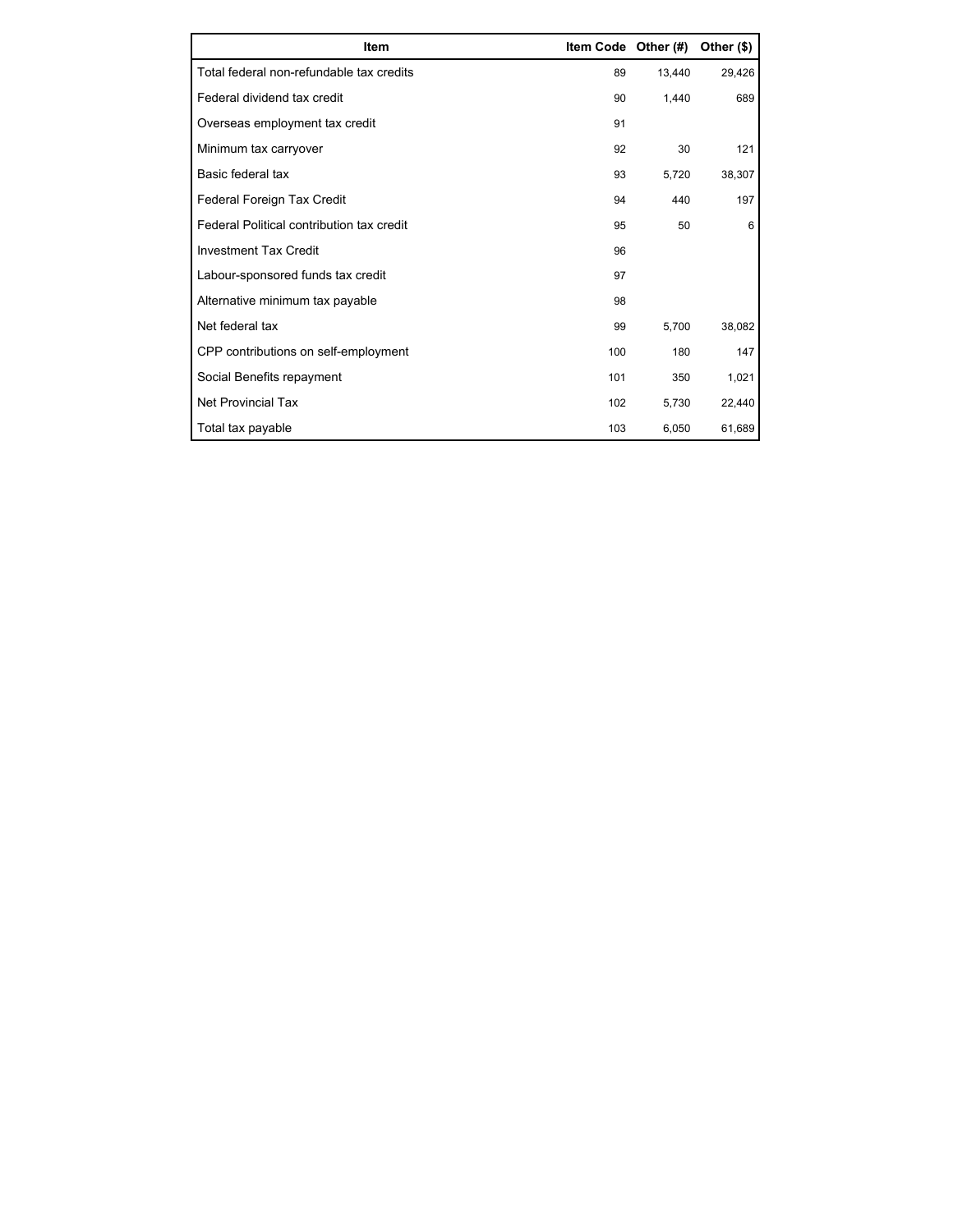| Item | Item Code | Other (#) | Other ($) |
| --- | --- | --- | --- |
| Total federal non-refundable tax credits | 89 | 13,440 | 29,426 |
| Federal dividend tax credit | 90 | 1,440 | 689 |
| Overseas employment tax credit | 91 | | |
| Minimum tax carryover | 92 | 30 | 121 |
| Basic federal tax | 93 | 5,720 | 38,307 |
| Federal Foreign Tax Credit | 94 | 440 | 197 |
| Federal Political contribution tax credit | 95 | 50 | 6 |
| Investment Tax Credit | 96 | | |
| Labour-sponsored funds tax credit | 97 | | |
| Alternative minimum tax payable | 98 | | |
| Net federal tax | 99 | 5,700 | 38,082 |
| CPP contributions on self-employment | 100 | 180 | 147 |
| Social Benefits repayment | 101 | 350 | 1,021 |
| Net Provincial Tax | 102 | 5,730 | 22,440 |
| Total tax payable | 103 | 6,050 | 61,689 |